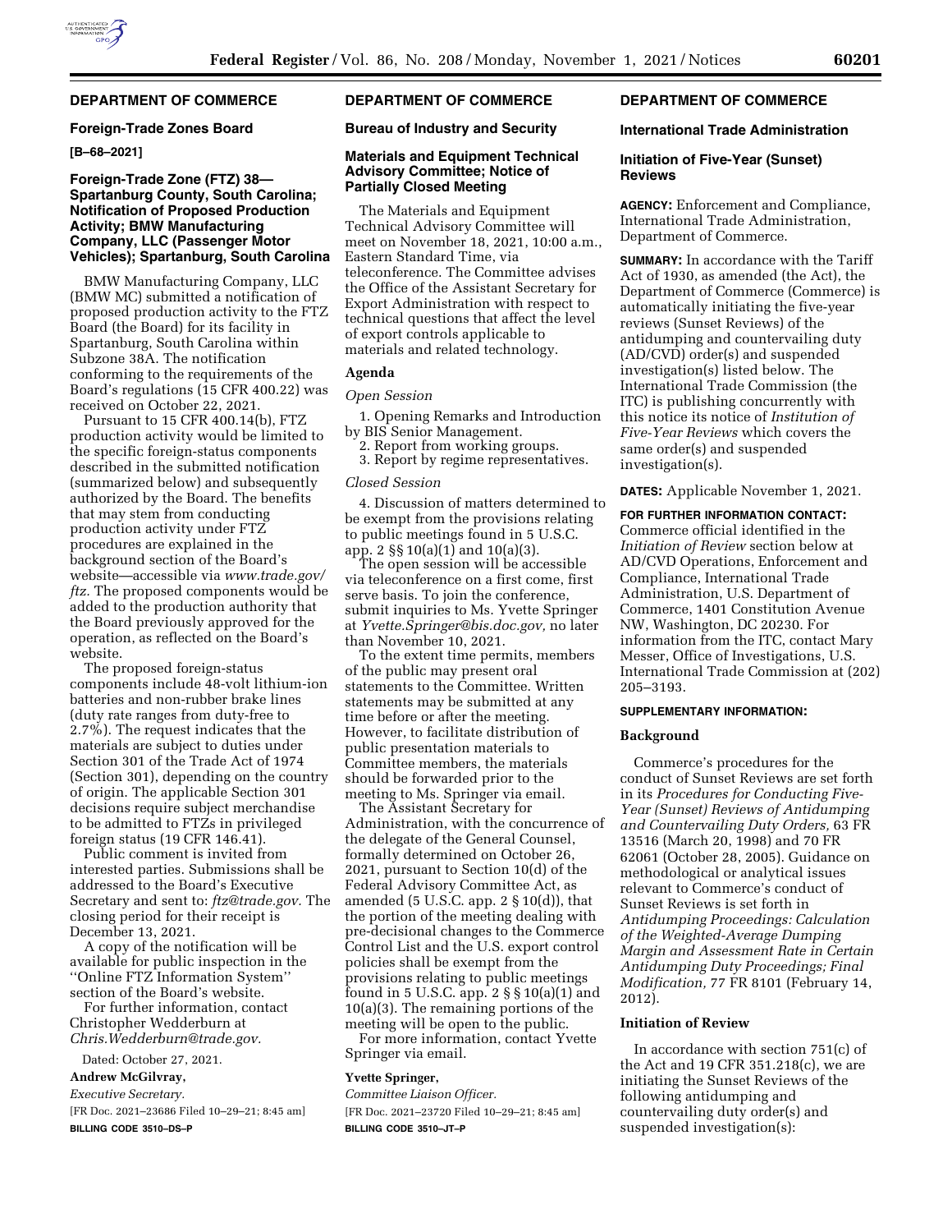## DEPARTMENT OF COMMERCE

### Foreign-Trade Zones Board

**[B–68–2021]**

### Foreign-Trade Zone (FTZ) 38—Spartanburg County, South Carolina; Notification of Proposed Production Activity; BMW Manufacturing Company, LLC (Passenger Motor Vehicles); Spartanburg, South Carolina

BMW Manufacturing Company, LLC (BMW MC) submitted a notification of proposed production activity to the FTZ Board (the Board) for its facility in Spartanburg, South Carolina within Subzone 38A. The notification conforming to the requirements of the Board's regulations (15 CFR 400.22) was received on October 22, 2021.

Pursuant to 15 CFR 400.14(b), FTZ production activity would be limited to the specific foreign-status components described in the submitted notification (summarized below) and subsequently authorized by the Board. The benefits that may stem from conducting production activity under FTZ procedures are explained in the background section of the Board's website—accessible via *www.trade.gov/ftz.* The proposed components would be added to the production authority that the Board previously approved for the operation, as reflected on the Board's website.

The proposed foreign-status components include 48-volt lithium-ion batteries and non-rubber brake lines (duty rate ranges from duty-free to 2.7%). The request indicates that the materials are subject to duties under Section 301 of the Trade Act of 1974 (Section 301), depending on the country of origin. The applicable Section 301 decisions require subject merchandise to be admitted to FTZs in privileged foreign status (19 CFR 146.41).

Public comment is invited from interested parties. Submissions shall be addressed to the Board's Executive Secretary and sent to: *ftz@trade.gov.* The closing period for their receipt is December 13, 2021.

A copy of the notification will be available for public inspection in the ''Online FTZ Information System'' section of the Board's website.

For further information, contact Christopher Wedderburn at *Chris.Wedderburn@trade.gov.*

Dated: October 27, 2021.

**Andrew McGilvray,**

*Executive Secretary.*

[FR Doc. 2021–23686 Filed 10–29–21; 8:45 am]

**BILLING CODE 3510–DS–P**

## DEPARTMENT OF COMMERCE

### Bureau of Industry and Security

### Materials and Equipment Technical Advisory Committee; Notice of Partially Closed Meeting

The Materials and Equipment Technical Advisory Committee will meet on November 18, 2021, 10:00 a.m., Eastern Standard Time, via teleconference. The Committee advises the Office of the Assistant Secretary for Export Administration with respect to technical questions that affect the level of export controls applicable to materials and related technology.

#### Agenda

*Open Session*

1. Opening Remarks and Introduction by BIS Senior Management.
2. Report from working groups.
3. Report by regime representatives.

*Closed Session*

4. Discussion of matters determined to be exempt from the provisions relating to public meetings found in 5 U.S.C. app. 2 §§ 10(a)(1) and 10(a)(3).

The open session will be accessible via teleconference on a first come, first serve basis. To join the conference, submit inquiries to Ms. Yvette Springer at *Yvette.Springer@bis.doc.gov,* no later than November 10, 2021.

To the extent time permits, members of the public may present oral statements to the Committee. Written statements may be submitted at any time before or after the meeting. However, to facilitate distribution of public presentation materials to Committee members, the materials should be forwarded prior to the meeting to Ms. Springer via email.

The Assistant Secretary for Administration, with the concurrence of the delegate of the General Counsel, formally determined on October 26, 2021, pursuant to Section 10(d) of the Federal Advisory Committee Act, as amended (5 U.S.C. app. 2 § 10(d)), that the portion of the meeting dealing with pre-decisional changes to the Commerce Control List and the U.S. export control policies shall be exempt from the provisions relating to public meetings found in 5 U.S.C. app. 2 §§ 10(a)(1) and 10(a)(3). The remaining portions of the meeting will be open to the public.

For more information, contact Yvette Springer via email.

**Yvette Springer,**

*Committee Liaison Officer.*

[FR Doc. 2021–23720 Filed 10–29–21; 8:45 am]

**BILLING CODE 3510–JT–P**

## DEPARTMENT OF COMMERCE

### International Trade Administration

### Initiation of Five-Year (Sunset) Reviews

**AGENCY:** Enforcement and Compliance, International Trade Administration, Department of Commerce.

**SUMMARY:** In accordance with the Tariff Act of 1930, as amended (the Act), the Department of Commerce (Commerce) is automatically initiating the five-year reviews (Sunset Reviews) of the antidumping and countervailing duty (AD/CVD) order(s) and suspended investigation(s) listed below. The International Trade Commission (the ITC) is publishing concurrently with this notice its notice of *Institution of Five-Year Reviews* which covers the same order(s) and suspended investigation(s).

**DATES:** Applicable November 1, 2021.

**FOR FURTHER INFORMATION CONTACT:** Commerce official identified in the *Initiation of Review* section below at AD/CVD Operations, Enforcement and Compliance, International Trade Administration, U.S. Department of Commerce, 1401 Constitution Avenue NW, Washington, DC 20230. For information from the ITC, contact Mary Messer, Office of Investigations, U.S. International Trade Commission at (202) 205–3193.

**SUPPLEMENTARY INFORMATION:**

#### Background

Commerce's procedures for the conduct of Sunset Reviews are set forth in its *Procedures for Conducting Five-Year (Sunset) Reviews of Antidumping and Countervailing Duty Orders,* 63 FR 13516 (March 20, 1998) and 70 FR 62061 (October 28, 2005). Guidance on methodological or analytical issues relevant to Commerce's conduct of Sunset Reviews is set forth in *Antidumping Proceedings: Calculation of the Weighted-Average Dumping Margin and Assessment Rate in Certain Antidumping Duty Proceedings; Final Modification,* 77 FR 8101 (February 14, 2012).

#### Initiation of Review

In accordance with section 751(c) of the Act and 19 CFR 351.218(c), we are initiating the Sunset Reviews of the following antidumping and countervailing duty order(s) and suspended investigation(s):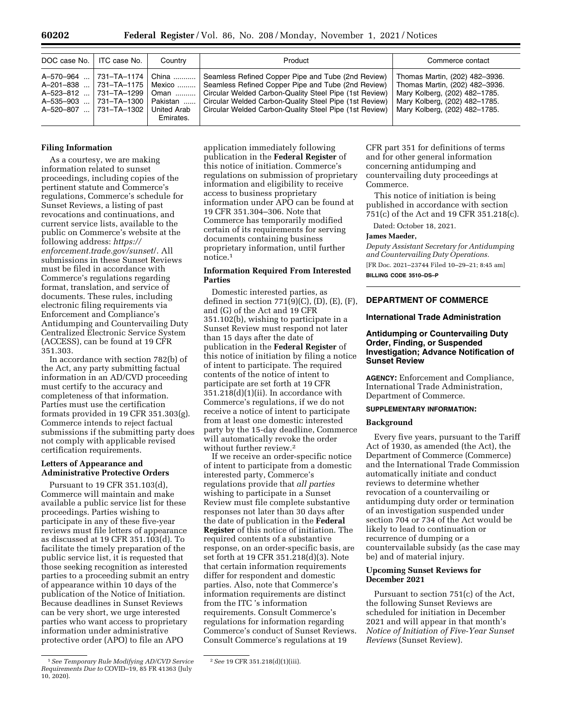| DOC case No. | ITC case No. | Country | Product | Commerce contact |
|---|---|---|---|---|
| A–570–964 ... | 731–TA–1174 | China ........... | Seamless Refined Copper Pipe and Tube (2nd Review) | Thomas Martin, (202) 482–3936. |
| A–201–838 ... | 731–TA–1175 | Mexico ......... | Seamless Refined Copper Pipe and Tube (2nd Review) | Thomas Martin, (202) 482–3936. |
| A–523–812 ... | 731–TA–1299 | Oman .......... | Circular Welded Carbon-Quality Steel Pipe (1st Review) | Mary Kolberg, (202) 482–1785. |
| A–535–903 ... | 731–TA–1300 | Pakistan ...... | Circular Welded Carbon-Quality Steel Pipe (1st Review) | Mary Kolberg, (202) 482–1785. |
| A–520–807 ... | 731–TA–1302 | United Arab Emirates. | Circular Welded Carbon-Quality Steel Pipe (1st Review) | Mary Kolberg, (202) 482–1785. |

### Filing Information

As a courtesy, we are making information related to sunset proceedings, including copies of the pertinent statute and Commerce's regulations, Commerce's schedule for Sunset Reviews, a listing of past revocations and continuations, and current service lists, available to the public on Commerce's website at the following address: *https://enforcement.trade.gov/sunset/*. All submissions in these Sunset Reviews must be filed in accordance with Commerce's regulations regarding format, translation, and service of documents. These rules, including electronic filing requirements via Enforcement and Compliance's Antidumping and Countervailing Duty Centralized Electronic Service System (ACCESS), can be found at 19 CFR 351.303.

In accordance with section 782(b) of the Act, any party submitting factual information in an AD/CVD proceeding must certify to the accuracy and completeness of that information. Parties must use the certification formats provided in 19 CFR 351.303(g). Commerce intends to reject factual submissions if the submitting party does not comply with applicable revised certification requirements.

### Letters of Appearance and Administrative Protective Orders

Pursuant to 19 CFR 351.103(d), Commerce will maintain and make available a public service list for these proceedings. Parties wishing to participate in any of these five-year reviews must file letters of appearance as discussed at 19 CFR 351.103(d). To facilitate the timely preparation of the public service list, it is requested that those seeking recognition as interested parties to a proceeding submit an entry of appearance within 10 days of the publication of the Notice of Initiation. Because deadlines in Sunset Reviews can be very short, we urge interested parties who want access to proprietary information under administrative protective order (APO) to file an APO application immediately following publication in the **Federal Register** of this notice of initiation. Commerce's regulations on submission of proprietary information and eligibility to receive access to business proprietary information under APO can be found at 19 CFR 351.304–306. Note that Commerce has temporarily modified certain of its requirements for serving documents containing business proprietary information, until further notice.[1]

### Information Required From Interested Parties

Domestic interested parties, as defined in section 771(9)(C), (D), (E), (F), and (G) of the Act and 19 CFR 351.102(b), wishing to participate in a Sunset Review must respond not later than 15 days after the date of publication in the **Federal Register** of this notice of initiation by filing a notice of intent to participate. The required contents of the notice of intent to participate are set forth at 19 CFR 351.218(d)(1)(ii). In accordance with Commerce's regulations, if we do not receive a notice of intent to participate from at least one domestic interested party by the 15-day deadline, Commerce will automatically revoke the order without further review.[2]

If we receive an order-specific notice of intent to participate from a domestic interested party, Commerce's regulations provide that *all parties* wishing to participate in a Sunset Review must file complete substantive responses not later than 30 days after the date of publication in the **Federal Register** of this notice of initiation. The required contents of a substantive response, on an order-specific basis, are set forth at 19 CFR 351.218(d)(3). Note that certain information requirements differ for respondent and domestic parties. Also, note that Commerce's information requirements are distinct from the ITC 's information requirements. Consult Commerce's regulations for information regarding Commerce's conduct of Sunset Reviews. Consult Commerce's regulations at 19 CFR part 351 for definitions of terms and for other general information concerning antidumping and countervailing duty proceedings at Commerce.

This notice of initiation is being published in accordance with section 751(c) of the Act and 19 CFR 351.218(c).

Dated: October 18, 2021.

**James Maeder,**

*Deputy Assistant Secretary for Antidumping and Countervailing Duty Operations.*

[FR Doc. 2021–23744 Filed 10–29–21; 8:45 am]

**BILLING CODE 3510–DS–P**

[1] *See Temporary Rule Modifying AD/CVD Service Requirements Due to* COVID–19, 85 FR 41363 (July 10, 2020).

[2] *See* 19 CFR 351.218(d)(1)(iii).

---

## DEPARTMENT OF COMMERCE

### International Trade Administration

### Antidumping or Countervailing Duty Order, Finding, or Suspended Investigation; Advance Notification of Sunset Review

**AGENCY:** Enforcement and Compliance, International Trade Administration, Department of Commerce.

**SUPPLEMENTARY INFORMATION:**

### Background

Every five years, pursuant to the Tariff Act of 1930, as amended (the Act), the Department of Commerce (Commerce) and the International Trade Commission automatically initiate and conduct reviews to determine whether revocation of a countervailing or antidumping duty order or termination of an investigation suspended under section 704 or 734 of the Act would be likely to lead to continuation or recurrence of dumping or a countervailable subsidy (as the case may be) and of material injury.

### Upcoming Sunset Reviews for December 2021

Pursuant to section 751(c) of the Act, the following Sunset Reviews are scheduled for initiation in December 2021 and will appear in that month's *Notice of Initiation of Five-Year Sunset Reviews* (Sunset Review).